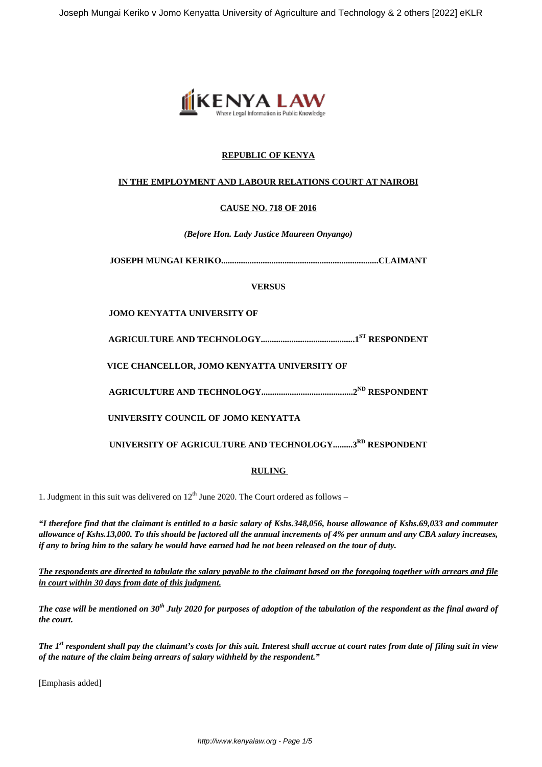**REPUBLIC OF KENYA**

**IN THE EMPLOYMENT AND LABOUR RELATIONS COURT AT NAIROBI**

**CAUSE NO. 718 OF 2016**

***(Before Hon. Lady Justice Maureen Onyango)***

**JOSEPH MUNGAI KERIKO.......................................................................CLAIMANT**

**VERSUS**

**JOMO KENYATTA UNIVERSITY OF**

**AGRICULTURE AND TECHNOLOGY...........................................1ST RESPONDENT**

**VICE CHANCELLOR, JOMO KENYATTA UNIVERSITY OF**

**AGRICULTURE AND TECHNOLOGY..........................................2ND RESPONDENT**

**UNIVERSITY COUNCIL OF JOMO KENYATTA**

**UNIVERSITY OF AGRICULTURE AND TECHNOLOGY.........3RD RESPONDENT**

## RULING

1. Judgment in this suit was delivered on 12th June 2020. The Court ordered as follows –

***"I therefore find that the claimant is entitled to a basic salary of Kshs.348,056, house allowance of Kshs.69,033 and commuter allowance of Kshs.13,000. To this should be factored all the annual increments of 4% per annum and any CBA salary increases, if any to bring him to the salary he would have earned had he not been released on the tour of duty.***

***The respondents are directed to tabulate the salary payable to the claimant based on the foregoing together with arrears and file in court within 30 days from date of this judgment.***

***The case will be mentioned on 30th July 2020 for purposes of adoption of the tabulation of the respondent as the final award of the court.***

***The 1st respondent shall pay the claimant's costs for this suit. Interest shall accrue at court rates from date of filing suit in view of the nature of the claim being arrears of salary withheld by the respondent."***

[Emphasis added]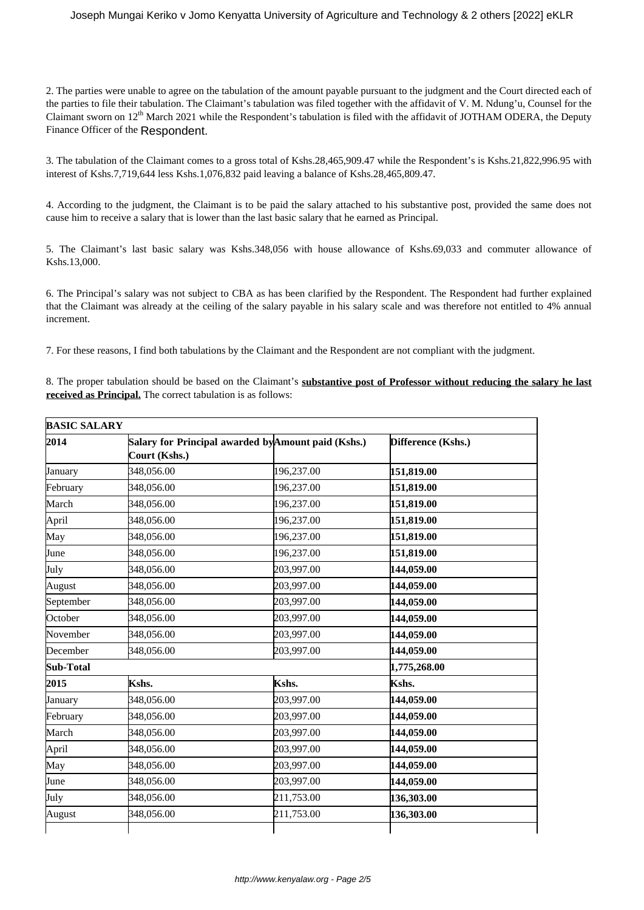2. The parties were unable to agree on the tabulation of the amount payable pursuant to the judgment and the Court directed each of the parties to file their tabulation. The Claimant's tabulation was filed together with the affidavit of V. M. Ndung'u, Counsel for the Claimant sworn on 12th March 2021 while the Respondent's tabulation is filed with the affidavit of JOTHAM ODERA, the Deputy Finance Officer of the Respondent.

3. The tabulation of the Claimant comes to a gross total of Kshs.28,465,909.47 while the Respondent's is Kshs.21,822,996.95 with interest of Kshs.7,719,644 less Kshs.1,076,832 paid leaving a balance of Kshs.28,465,809.47.

4. According to the judgment, the Claimant is to be paid the salary attached to his substantive post, provided the same does not cause him to receive a salary that is lower than the last basic salary that he earned as Principal.

5. The Claimant's last basic salary was Kshs.348,056 with house allowance of Kshs.69,033 and commuter allowance of Kshs.13,000.

6. The Principal's salary was not subject to CBA as has been clarified by the Respondent. The Respondent had further explained that the Claimant was already at the ceiling of the salary payable in his salary scale and was therefore not entitled to 4% annual increment.

7. For these reasons, I find both tabulations by the Claimant and the Respondent are not compliant with the judgment.

8. The proper tabulation should be based on the Claimant's **substantive post of Professor without reducing the salary he last received as Principal.** The correct tabulation is as follows:

| **BASIC SALARY** | | | |
|---|---|---|---|
| **2014** | **Salary for Principal awarded by Court (Kshs.)** | **Amount paid (Kshs.)** | **Difference (Kshs.)** |
| January | 348,056.00 | 196,237.00 | **151,819.00** |
| February | 348,056.00 | 196,237.00 | **151,819.00** |
| March | 348,056.00 | 196,237.00 | **151,819.00** |
| April | 348,056.00 | 196,237.00 | **151,819.00** |
| May | 348,056.00 | 196,237.00 | **151,819.00** |
| June | 348,056.00 | 196,237.00 | **151,819.00** |
| July | 348,056.00 | 203,997.00 | **144,059.00** |
| August | 348,056.00 | 203,997.00 | **144,059.00** |
| September | 348,056.00 | 203,997.00 | **144,059.00** |
| October | 348,056.00 | 203,997.00 | **144,059.00** |
| November | 348,056.00 | 203,997.00 | **144,059.00** |
| December | 348,056.00 | 203,997.00 | **144,059.00** |
| **Sub-Total** | | | **1,775,268.00** |
| **2015** | **Kshs.** | **Kshs.** | **Kshs.** |
| January | 348,056.00 | 203,997.00 | **144,059.00** |
| February | 348,056.00 | 203,997.00 | **144,059.00** |
| March | 348,056.00 | 203,997.00 | **144,059.00** |
| April | 348,056.00 | 203,997.00 | **144,059.00** |
| May | 348,056.00 | 203,997.00 | **144,059.00** |
| June | 348,056.00 | 203,997.00 | **144,059.00** |
| July | 348,056.00 | 211,753.00 | **136,303.00** |
| August | 348,056.00 | 211,753.00 | **136,303.00** |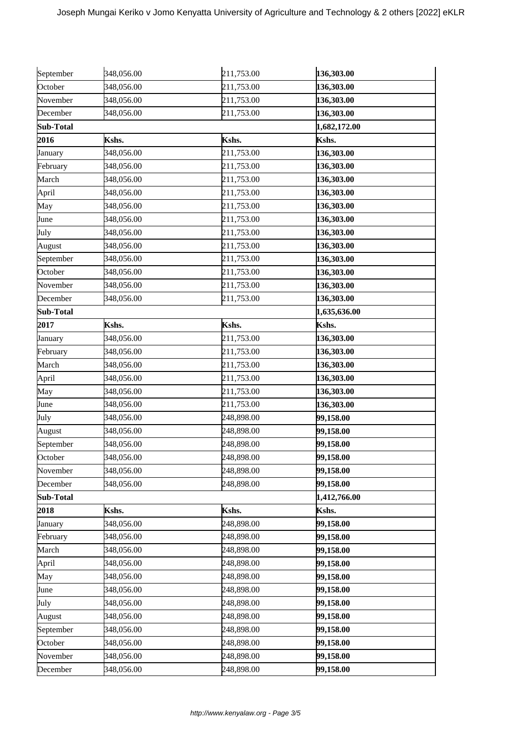| September | 348,056.00 | 211,753.00 | **136,303.00** |
|---|---|---|---|
| October | 348,056.00 | 211,753.00 | **136,303.00** |
| November | 348,056.00 | 211,753.00 | **136,303.00** |
| December | 348,056.00 | 211,753.00 | **136,303.00** |
| **Sub-Total** | | | **1,682,172.00** |
| **2016** | **Kshs.** | **Kshs.** | **Kshs.** |
| January | 348,056.00 | 211,753.00 | **136,303.00** |
| February | 348,056.00 | 211,753.00 | **136,303.00** |
| March | 348,056.00 | 211,753.00 | **136,303.00** |
| April | 348,056.00 | 211,753.00 | **136,303.00** |
| May | 348,056.00 | 211,753.00 | **136,303.00** |
| June | 348,056.00 | 211,753.00 | **136,303.00** |
| July | 348,056.00 | 211,753.00 | **136,303.00** |
| August | 348,056.00 | 211,753.00 | **136,303.00** |
| September | 348,056.00 | 211,753.00 | **136,303.00** |
| October | 348,056.00 | 211,753.00 | **136,303.00** |
| November | 348,056.00 | 211,753.00 | **136,303.00** |
| December | 348,056.00 | 211,753.00 | **136,303.00** |
| **Sub-Total** | | | **1,635,636.00** |
| **2017** | **Kshs.** | **Kshs.** | **Kshs.** |
| January | 348,056.00 | 211,753.00 | **136,303.00** |
| February | 348,056.00 | 211,753.00 | **136,303.00** |
| March | 348,056.00 | 211,753.00 | **136,303.00** |
| April | 348,056.00 | 211,753.00 | **136,303.00** |
| May | 348,056.00 | 211,753.00 | **136,303.00** |
| June | 348,056.00 | 211,753.00 | **136,303.00** |
| July | 348,056.00 | 248,898.00 | **99,158.00** |
| August | 348,056.00 | 248,898.00 | **99,158.00** |
| September | 348,056.00 | 248,898.00 | **99,158.00** |
| October | 348,056.00 | 248,898.00 | **99,158.00** |
| November | 348,056.00 | 248,898.00 | **99,158.00** |
| December | 348,056.00 | 248,898.00 | **99,158.00** |
| **Sub-Total** | | | **1,412,766.00** |
| **2018** | **Kshs.** | **Kshs.** | **Kshs.** |
| January | 348,056.00 | 248,898.00 | **99,158.00** |
| February | 348,056.00 | 248,898.00 | **99,158.00** |
| March | 348,056.00 | 248,898.00 | **99,158.00** |
| April | 348,056.00 | 248,898.00 | **99,158.00** |
| May | 348,056.00 | 248,898.00 | **99,158.00** |
| June | 348,056.00 | 248,898.00 | **99,158.00** |
| July | 348,056.00 | 248,898.00 | **99,158.00** |
| August | 348,056.00 | 248,898.00 | **99,158.00** |
| September | 348,056.00 | 248,898.00 | **99,158.00** |
| October | 348,056.00 | 248,898.00 | **99,158.00** |
| November | 348,056.00 | 248,898.00 | **99,158.00** |
| December | 348,056.00 | 248,898.00 | **99,158.00** |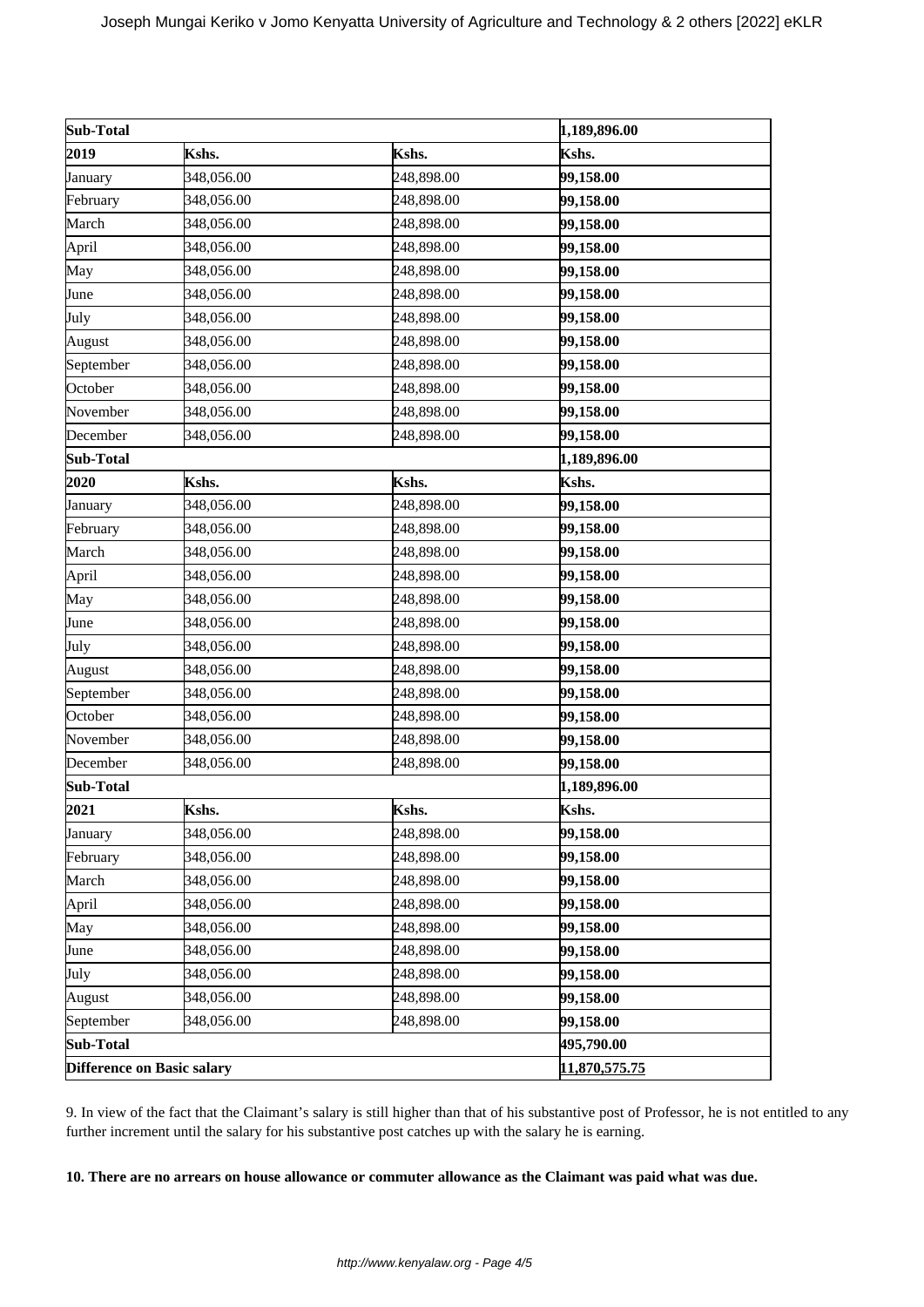| Sub-Total | | | 1,189,896.00 |
|---|---|---|---|
| **2019** | **Kshs.** | **Kshs.** | **Kshs.** |
| January | 348,056.00 | 248,898.00 | **99,158.00** |
| February | 348,056.00 | 248,898.00 | **99,158.00** |
| March | 348,056.00 | 248,898.00 | **99,158.00** |
| April | 348,056.00 | 248,898.00 | **99,158.00** |
| May | 348,056.00 | 248,898.00 | **99,158.00** |
| June | 348,056.00 | 248,898.00 | **99,158.00** |
| July | 348,056.00 | 248,898.00 | **99,158.00** |
| August | 348,056.00 | 248,898.00 | **99,158.00** |
| September | 348,056.00 | 248,898.00 | **99,158.00** |
| October | 348,056.00 | 248,898.00 | **99,158.00** |
| November | 348,056.00 | 248,898.00 | **99,158.00** |
| December | 348,056.00 | 248,898.00 | **99,158.00** |
| **Sub-Total** | | | **1,189,896.00** |
| **2020** | **Kshs.** | **Kshs.** | **Kshs.** |
| January | 348,056.00 | 248,898.00 | **99,158.00** |
| February | 348,056.00 | 248,898.00 | **99,158.00** |
| March | 348,056.00 | 248,898.00 | **99,158.00** |
| April | 348,056.00 | 248,898.00 | **99,158.00** |
| May | 348,056.00 | 248,898.00 | **99,158.00** |
| June | 348,056.00 | 248,898.00 | **99,158.00** |
| July | 348,056.00 | 248,898.00 | **99,158.00** |
| August | 348,056.00 | 248,898.00 | **99,158.00** |
| September | 348,056.00 | 248,898.00 | **99,158.00** |
| October | 348,056.00 | 248,898.00 | **99,158.00** |
| November | 348,056.00 | 248,898.00 | **99,158.00** |
| December | 348,056.00 | 248,898.00 | **99,158.00** |
| **Sub-Total** | | | **1,189,896.00** |
| **2021** | **Kshs.** | **Kshs.** | **Kshs.** |
| January | 348,056.00 | 248,898.00 | **99,158.00** |
| February | 348,056.00 | 248,898.00 | **99,158.00** |
| March | 348,056.00 | 248,898.00 | **99,158.00** |
| April | 348,056.00 | 248,898.00 | **99,158.00** |
| May | 348,056.00 | 248,898.00 | **99,158.00** |
| June | 348,056.00 | 248,898.00 | **99,158.00** |
| July | 348,056.00 | 248,898.00 | **99,158.00** |
| August | 348,056.00 | 248,898.00 | **99,158.00** |
| September | 348,056.00 | 248,898.00 | **99,158.00** |
| **Sub-Total** | | | **495,790.00** |
| **Difference on Basic salary** | | | **11,870,575.75** |

9. In view of the fact that the Claimant's salary is still higher than that of his substantive post of Professor, he is not entitled to any further increment until the salary for his substantive post catches up with the salary he is earning.

**10. There are no arrears on house allowance or commuter allowance as the Claimant was paid what was due.**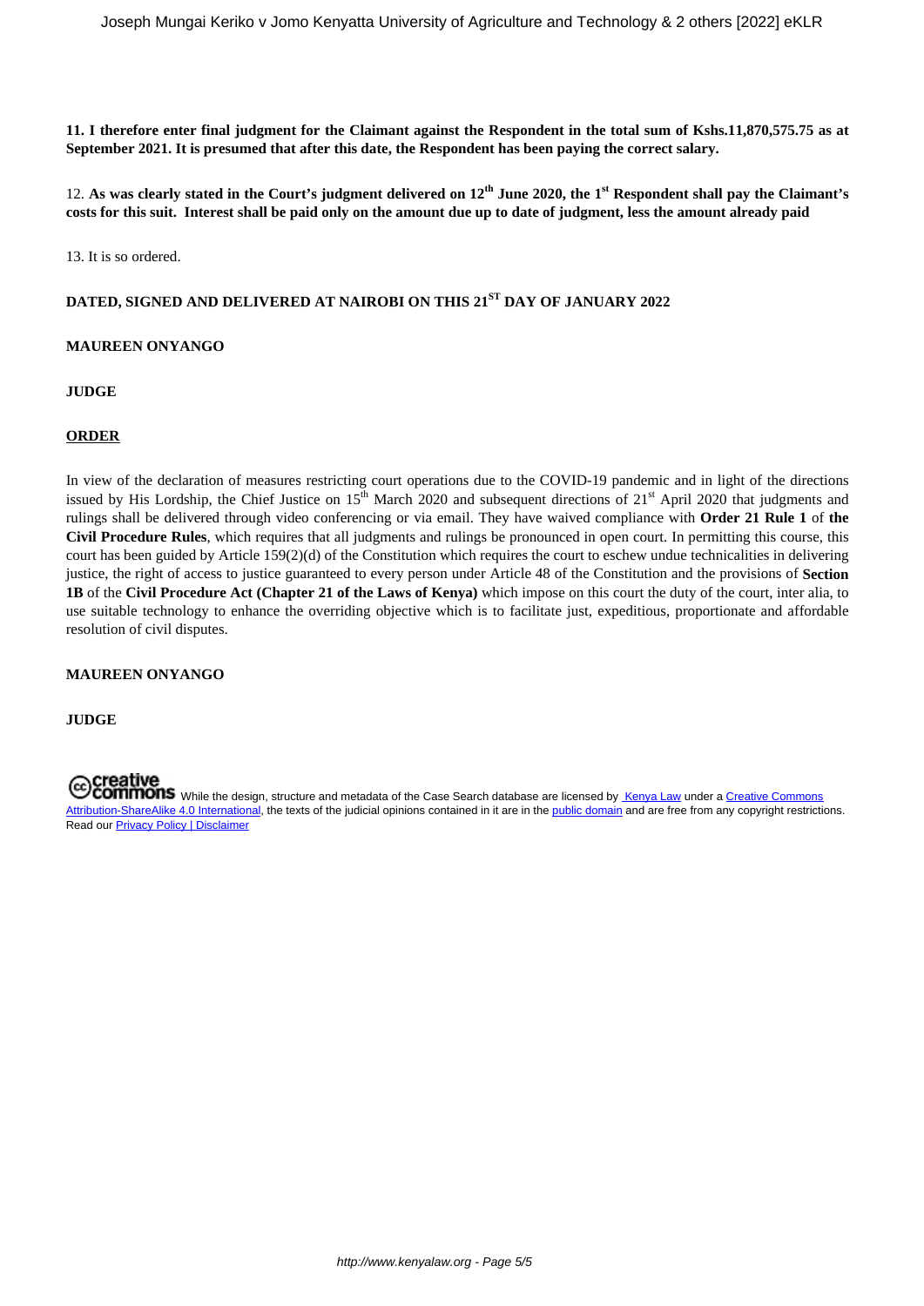**11. I therefore enter final judgment for the Claimant against the Respondent in the total sum of Kshs.11,870,575.75 as at September 2021. It is presumed that after this date, the Respondent has been paying the correct salary.**

12. **As was clearly stated in the Court's judgment delivered on 12th June 2020, the 1st Respondent shall pay the Claimant's costs for this suit. Interest shall be paid only on the amount due up to date of judgment, less the amount already paid**

13. It is so ordered.

**DATED, SIGNED AND DELIVERED AT NAIROBI ON THIS 21ST DAY OF JANUARY 2022**

**MAUREEN ONYANGO**

**JUDGE**

**ORDER**

In view of the declaration of measures restricting court operations due to the COVID-19 pandemic and in light of the directions issued by His Lordship, the Chief Justice on 15th March 2020 and subsequent directions of 21st April 2020 that judgments and rulings shall be delivered through video conferencing or via email. They have waived compliance with **Order 21 Rule 1** of **the Civil Procedure Rules**, which requires that all judgments and rulings be pronounced in open court. In permitting this course, this court has been guided by Article 159(2)(d) of the Constitution which requires the court to eschew undue technicalities in delivering justice, the right of access to justice guaranteed to every person under Article 48 of the Constitution and the provisions of **Section 1B** of the **Civil Procedure Act (Chapter 21 of the Laws of Kenya)** which impose on this court the duty of the court, inter alia, to use suitable technology to enhance the overriding objective which is to facilitate just, expeditious, proportionate and affordable resolution of civil disputes.

**MAUREEN ONYANGO**

**JUDGE**

While the design, structure and metadata of the Case Search database are licensed by Kenya Law under a Creative Commons Attribution-ShareAlike 4.0 International, the texts of the judicial opinions contained in it are in the public domain and are free from any copyright restrictions. Read our Privacy Policy | Disclaimer